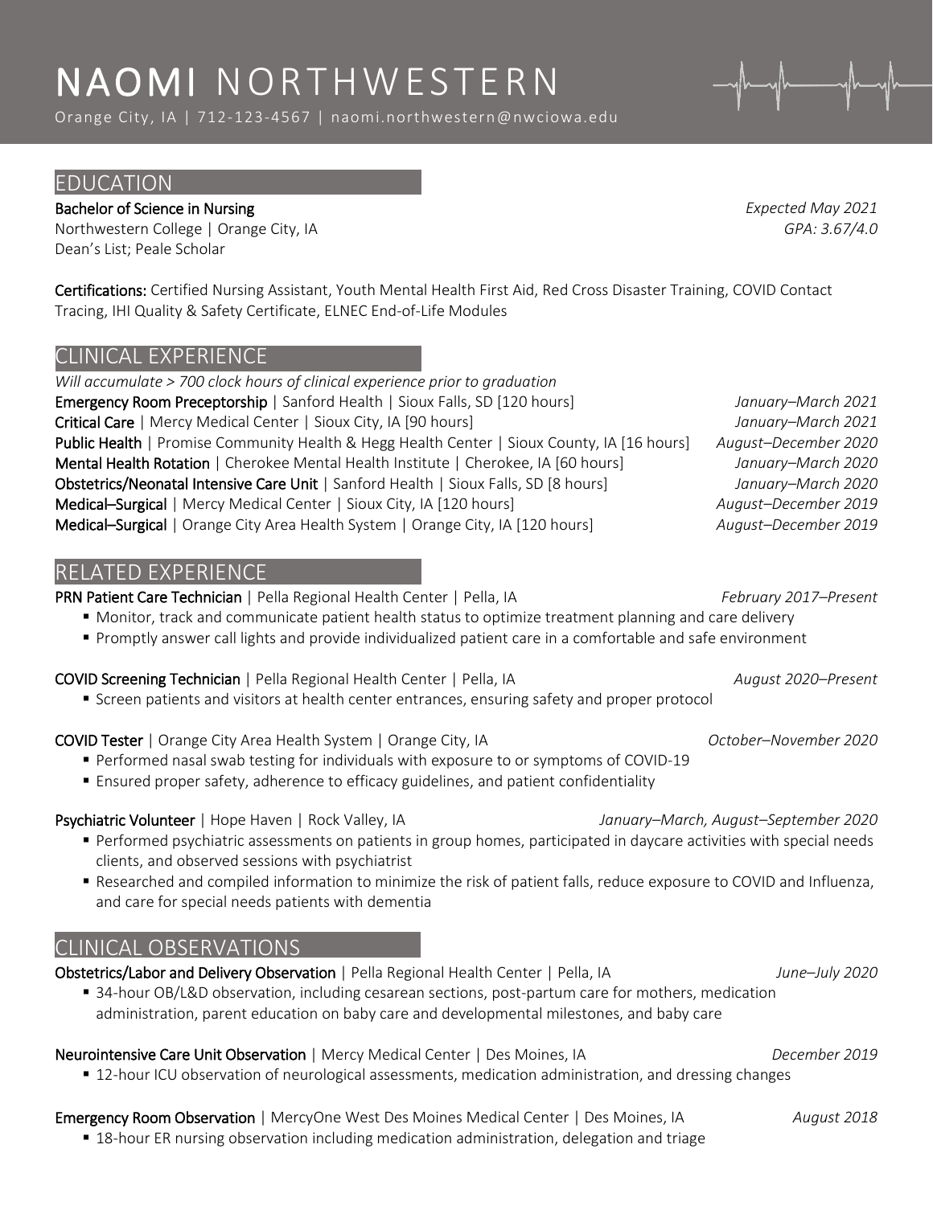# NAOMI NORTHWESTERN

Orange City, IA | 712-123-4567 | naomi.northwestern@nwciowa.edu

## EDUCATION

**Bachelor of Science in Nursing** *Expected May 2021*
Northwestern College | Orange City, IA *GPA: 3.67/4.0*
Dean's List; Peale Scholar

**Certifications:** Certified Nursing Assistant, Youth Mental Health First Aid, Red Cross Disaster Training, COVID Contact Tracing, IHI Quality & Safety Certificate, ELNEC End-of-Life Modules

## CLINICAL EXPERIENCE

*Will accumulate > 700 clock hours of clinical experience prior to graduation*

**Emergency Room Preceptorship** | Sanford Health | Sioux Falls, SD [120 hours] *January–March 2021*
**Critical Care** | Mercy Medical Center | Sioux City, IA [90 hours] *January–March 2021*
**Public Health** | Promise Community Health & Hegg Health Center | Sioux County, IA [16 hours] *August–December 2020*
**Mental Health Rotation** | Cherokee Mental Health Institute | Cherokee, IA [60 hours] *January–March 2020*
**Obstetrics/Neonatal Intensive Care Unit** | Sanford Health | Sioux Falls, SD [8 hours] *January–March 2020*
**Medical–Surgical** | Mercy Medical Center | Sioux City, IA [120 hours] *August–December 2019*
**Medical–Surgical** | Orange City Area Health System | Orange City, IA [120 hours] *August–December 2019*

## RELATED EXPERIENCE

**PRN Patient Care Technician** | Pella Regional Health Center | Pella, IA *February 2017–Present*

- Monitor, track and communicate patient health status to optimize treatment planning and care delivery
- Promptly answer call lights and provide individualized patient care in a comfortable and safe environment

**COVID Screening Technician** | Pella Regional Health Center | Pella, IA *August 2020–Present*

- Screen patients and visitors at health center entrances, ensuring safety and proper protocol

**COVID Tester** | Orange City Area Health System | Orange City, IA *October–November 2020*

- Performed nasal swab testing for individuals with exposure to or symptoms of COVID-19
- Ensured proper safety, adherence to efficacy guidelines, and patient confidentiality

**Psychiatric Volunteer** | Hope Haven | Rock Valley, IA *January–March, August–September 2020*

- Performed psychiatric assessments on patients in group homes, participated in daycare activities with special needs clients, and observed sessions with psychiatrist
- Researched and compiled information to minimize the risk of patient falls, reduce exposure to COVID and Influenza, and care for special needs patients with dementia

## CLINICAL OBSERVATIONS

**Obstetrics/Labor and Delivery Observation** | Pella Regional Health Center | Pella, IA *June–July 2020*

- 34-hour OB/L&D observation, including cesarean sections, post-partum care for mothers, medication administration, parent education on baby care and developmental milestones, and baby care

**Neurointensive Care Unit Observation** | Mercy Medical Center | Des Moines, IA *December 2019*

- 12-hour ICU observation of neurological assessments, medication administration, and dressing changes

**Emergency Room Observation** | MercyOne West Des Moines Medical Center | Des Moines, IA *August 2018*

- 18-hour ER nursing observation including medication administration, delegation and triage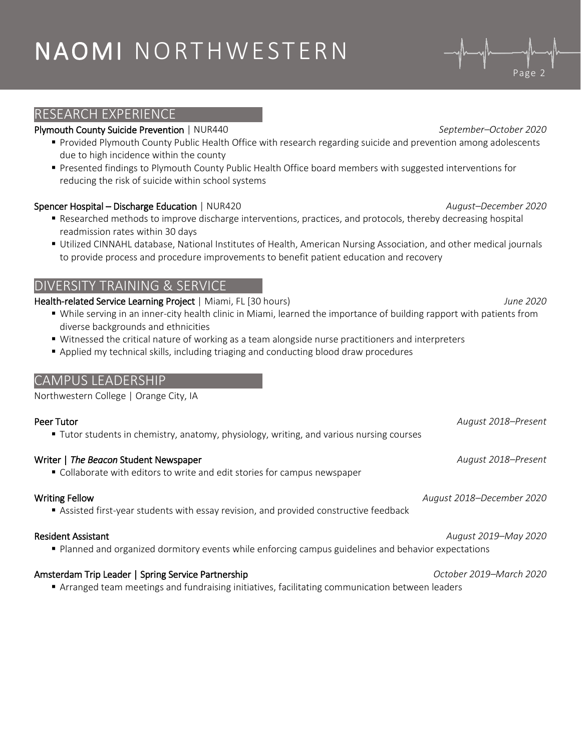# NAOMI NORTHWESTERN

## RESEARCH EXPERIENCE

**Plymouth County Suicide Prevention** | NUR440 *September–October 2020*

- Provided Plymouth County Public Health Office with research regarding suicide and prevention among adolescents due to high incidence within the county
- Presented findings to Plymouth County Public Health Office board members with suggested interventions for reducing the risk of suicide within school systems

**Spencer Hospital – Discharge Education** | NUR420 *August–December 2020*

- Researched methods to improve discharge interventions, practices, and protocols, thereby decreasing hospital readmission rates within 30 days
- Utilized CINNAHL database, National Institutes of Health, American Nursing Association, and other medical journals to provide process and procedure improvements to benefit patient education and recovery

## DIVERSITY TRAINING & SERVICE

**Health-related Service Learning Project** | Miami, FL [30 hours] *June 2020*

- While serving in an inner-city health clinic in Miami, learned the importance of building rapport with patients from diverse backgrounds and ethnicities
- Witnessed the critical nature of working as a team alongside nurse practitioners and interpreters
- Applied my technical skills, including triaging and conducting blood draw procedures

## CAMPUS LEADERSHIP

Northwestern College | Orange City, IA

**Peer Tutor** *August 2018–Present*

- Tutor students in chemistry, anatomy, physiology, writing, and various nursing courses

**Writer | *The Beacon* Student Newspaper** *August 2018–Present*

- Collaborate with editors to write and edit stories for campus newspaper

**Writing Fellow** *August 2018–December 2020*

- Assisted first-year students with essay revision, and provided constructive feedback

**Resident Assistant** *August 2019–May 2020*

- Planned and organized dormitory events while enforcing campus guidelines and behavior expectations

**Amsterdam Trip Leader | Spring Service Partnership** *October 2019–March 2020*

- Arranged team meetings and fundraising initiatives, facilitating communication between leaders